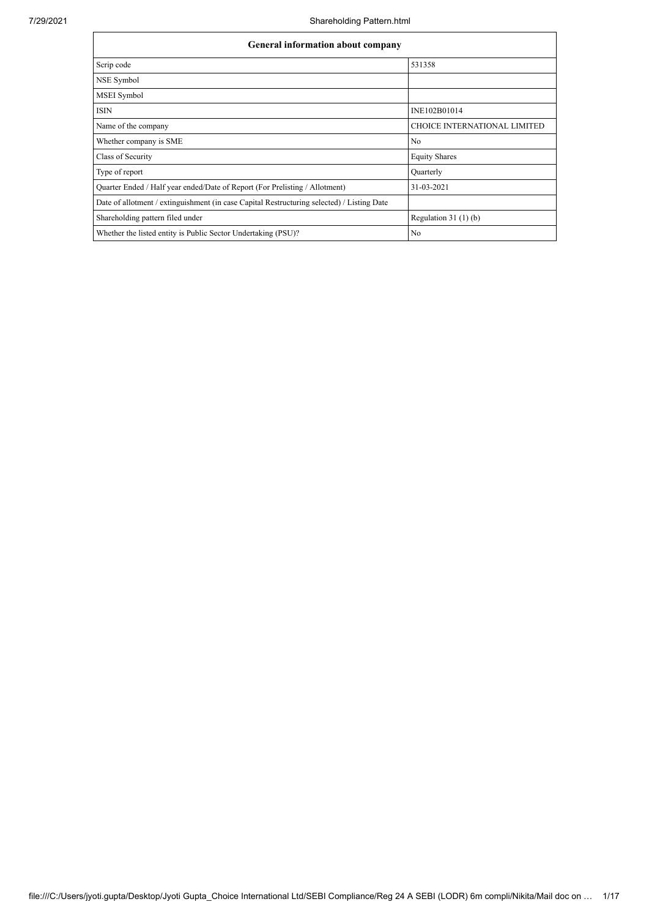| General information about company | |
|---|---|
| Scrip code | 531358 |
| NSE Symbol | |
| MSEI Symbol | |
| ISIN | INE102B01014 |
| Name of the company | CHOICE INTERNATIONAL LIMITED |
| Whether company is SME | No |
| Class of Security | Equity Shares |
| Type of report | Quarterly |
| Quarter Ended / Half year ended/Date of Report (For Prelisting / Allotment) | 31-03-2021 |
| Date of allotment / extinguishment (in case Capital Restructuring selected) / Listing Date | |
| Shareholding pattern filed under | Regulation 31 (1) (b) |
| Whether the listed entity is Public Sector Undertaking (PSU)? | No |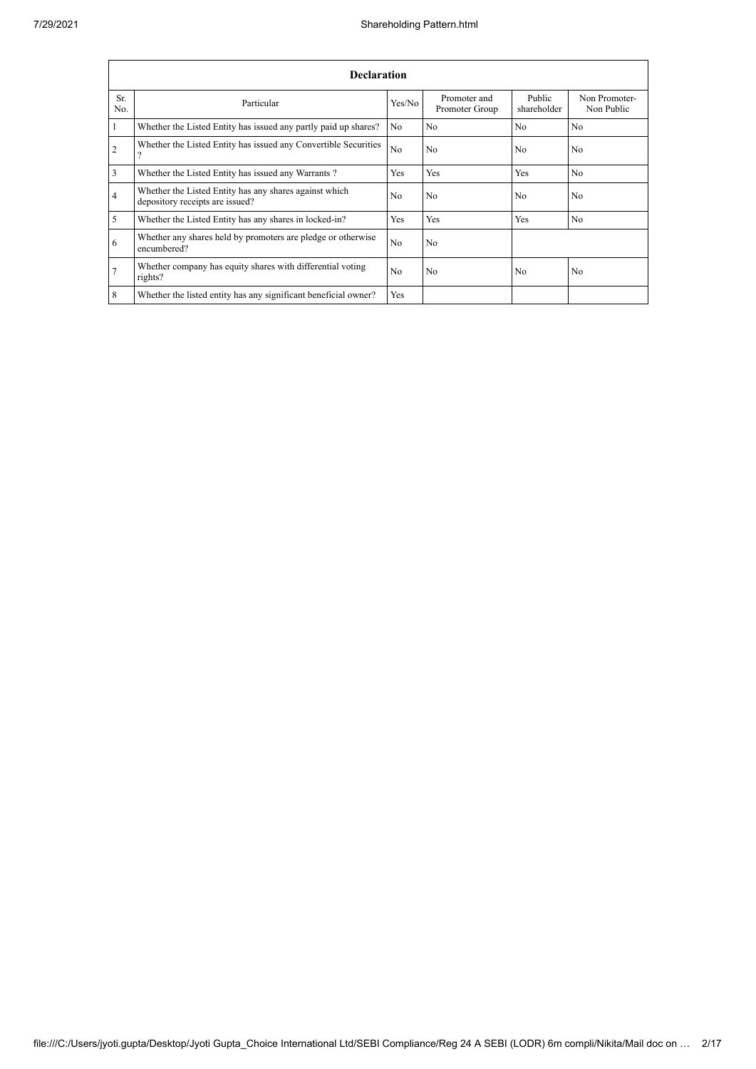| Declaration | | | | | |
|---|---|---|---|---|---|
| Sr. No. | Particular | Yes/No | Promoter and Promoter Group | Public shareholder | Non Promoter- Non Public |
| 1 | Whether the Listed Entity has issued any partly paid up shares? | No | No | No | No |
| 2 | Whether the Listed Entity has issued any Convertible Securities ? | No | No | No | No |
| 3 | Whether the Listed Entity has issued any Warrants ? | Yes | Yes | Yes | No |
| 4 | Whether the Listed Entity has any shares against which depository receipts are issued? | No | No | No | No |
| 5 | Whether the Listed Entity has any shares in locked-in? | Yes | Yes | Yes | No |
| 6 | Whether any shares held by promoters are pledge or otherwise encumbered? | No | No | | |
| 7 | Whether company has equity shares with differential voting rights? | No | No | No | No |
| 8 | Whether the listed entity has any significant beneficial owner? | Yes | | | |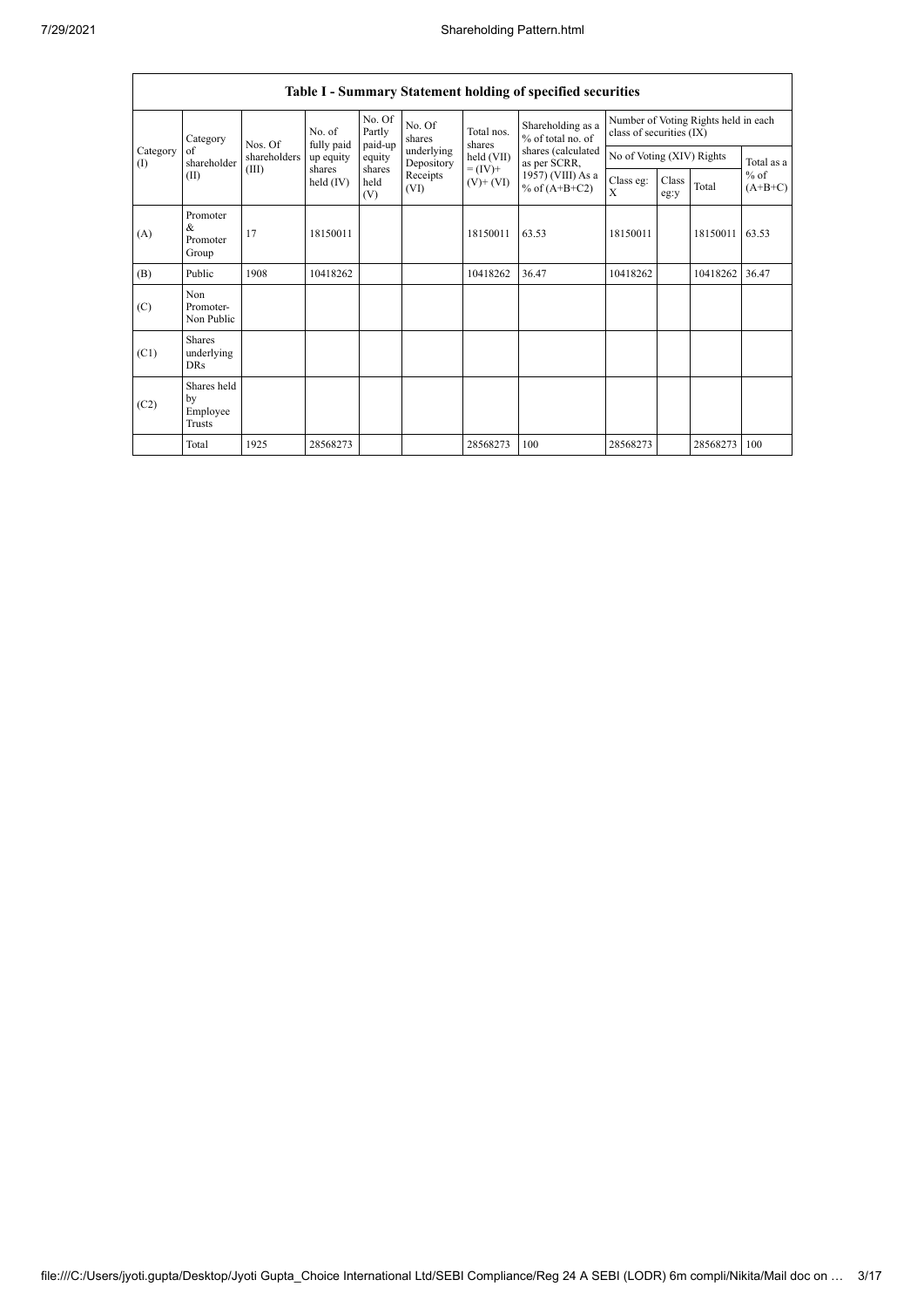## Table I - Summary Statement holding of specified securities

| Category (I) | Category of shareholder (II) | Nos. Of shareholders (III) | No. of fully paid up equity shares held (IV) | No. Of Partly paid-up equity shares held (V) | No. Of shares underlying Depository Receipts (VI) | Total nos. shares held (VII) = (IV)+ (V)+ (VI) | Shareholding as a % of total no. of shares (calculated as per SCRR, 1957) (VIII) As a % of (A+B+C2) | Number of Voting Rights held in each class of securities (IX) | | | |
|---|---|---|---|---|---|---|---|---|---|---|---|
| | | | | | | | | No of Voting (XIV) Rights | | | Total as a % of (A+B+C) |
| | | | | | | | | Class eg: X | Class eg:y | Total | |
| (A) | Promoter & Promoter Group | 17 | 18150011 | | | 18150011 | 63.53 | 18150011 | | 18150011 | 63.53 |
| (B) | Public | 1908 | 10418262 | | | 10418262 | 36.47 | 10418262 | | 10418262 | 36.47 |
| (C) | Non Promoter- Non Public | | | | | | | | | | |
| (C1) | Shares underlying DRs | | | | | | | | | | |
| (C2) | Shares held by Employee Trusts | | | | | | | | | | |
| | Total | 1925 | 28568273 | | | 28568273 | 100 | 28568273 | | 28568273 | 100 |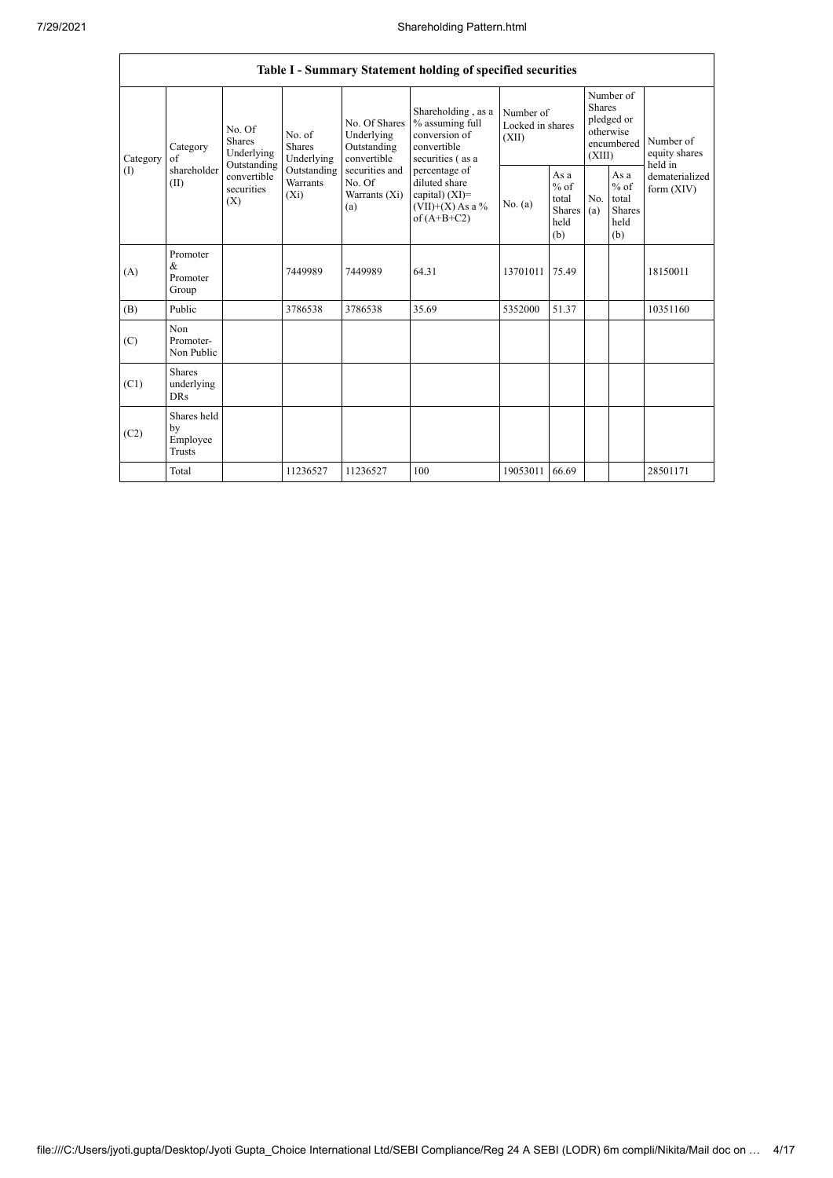| Table I - Summary Statement holding of specified securities | | | | | | | | | | | |
|---|---|---|---|---|---|---|---|---|---|---|---|
| Category (I) | Category of shareholder (II) | No. Of Shares Underlying Outstanding convertible securities (X) | No. of Shares Underlying Outstanding Warrants (Xi) | No. Of Shares Underlying Outstanding convertible securities and No. Of Warrants (Xi) (a) | Shareholding , as a % assuming full conversion of convertible securities ( as a percentage of diluted share capital) (XI)= (VII)+(X) As a % of (A+B+C2) | Number of Locked in shares (XII) | | Number of Shares pledged or otherwise encumbered (XIII) | | Number of equity shares held in dematerialized form (XIV) |
| | | | | | | No. (a) | As a % of total Shares held (b) | No. (a) | As a % of total Shares held (b) | |
| (A) | Promoter & Promoter Group | | 7449989 | 7449989 | 64.31 | 13701011 | 75.49 | | | 18150011 |
| (B) | Public | | 3786538 | 3786538 | 35.69 | 5352000 | 51.37 | | | 10351160 |
| (C) | Non Promoter- Non Public | | | | | | | | | |
| (C1) | Shares underlying DRs | | | | | | | | | |
| (C2) | Shares held by Employee Trusts | | | | | | | | | |
| | Total | | 11236527 | 11236527 | 100 | 19053011 | 66.69 | | | 28501171 |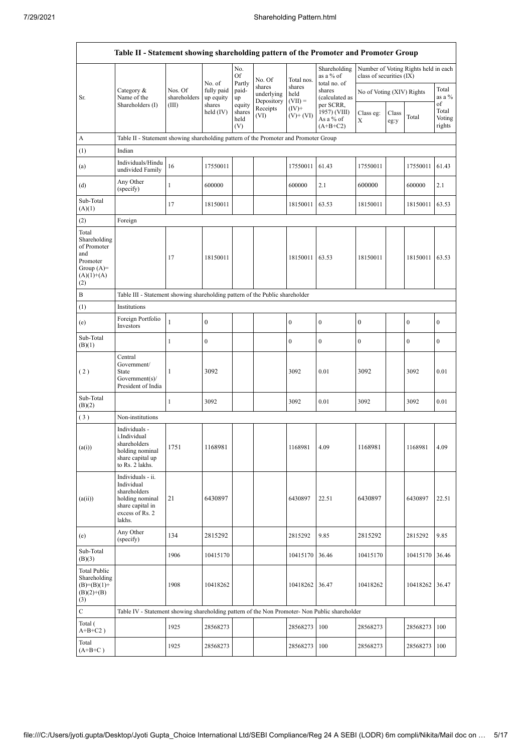| Table II - Statement showing shareholding pattern of the Promoter and Promoter Group | | | | | | | | | | | |
|---|---|---|---|---|---|---|---|---|---|---|---|
| Sr. | Category & Name of the Shareholders (I) | Nos. Of shareholders (III) | No. of fully paid up equity shares held (IV) | No. Of Partly paid-up equity shares held (V) | No. Of shares underlying Depository Receipts (VI) | Total nos. shares held (VII) = (IV)+ (V)+ (VI) | Shareholding as a % of total no. of shares (calculated as per SCRR, 1957) (VIII) As a % of (A+B+C2) | Number of Voting Rights held in each class of securities (IX) | | | |
| | | | | | | | | No of Voting (XIV) Rights | | | Total as a % of Total Voting rights |
| | | | | | | | | Class eg: X | Class eg:y | Total | |
| A | Table II - Statement showing shareholding pattern of the Promoter and Promoter Group | | | | | | | | | | |
| (1) | Indian | | | | | | | | | | |
| (a) | Individuals/Hindu undivided Family | 16 | 17550011 | | | 17550011 | 61.43 | 17550011 | | 17550011 | 61.43 |
| (d) | Any Other (specify) | 1 | 600000 | | | 600000 | 2.1 | 600000 | | 600000 | 2.1 |
| Sub-Total (A)(1) | | 17 | 18150011 | | | 18150011 | 63.53 | 18150011 | | 18150011 | 63.53 |
| (2) | Foreign | | | | | | | | | | |
| Total Shareholding of Promoter and Promoter Group (A)=(A)(1)+(A)(2) | | 17 | 18150011 | | | 18150011 | 63.53 | 18150011 | | 18150011 | 63.53 |
| B | Table III - Statement showing shareholding pattern of the Public shareholder | | | | | | | | | | |
| (1) | Institutions | | | | | | | | | | |
| (e) | Foreign Portfolio Investors | 1 | 0 | | | 0 | 0 | 0 | | 0 | 0 |
| Sub-Total (B)(1) | | 1 | 0 | | | 0 | 0 | 0 | | 0 | 0 |
| (2) | Central Government/ State Government(s)/ President of India | 1 | 3092 | | | 3092 | 0.01 | 3092 | | 3092 | 0.01 |
| Sub-Total (B)(2) | | 1 | 3092 | | | 3092 | 0.01 | 3092 | | 3092 | 0.01 |
| (3) | Non-institutions | | | | | | | | | | |
| (a(i)) | Individuals - i.Individual shareholders holding nominal share capital up to Rs. 2 lakhs. | 1751 | 1168981 | | | 1168981 | 4.09 | 1168981 | | 1168981 | 4.09 |
| (a(ii)) | Individuals - ii. Individual shareholders holding nominal share capital in excess of Rs. 2 lakhs. | 21 | 6430897 | | | 6430897 | 22.51 | 6430897 | | 6430897 | 22.51 |
| (e) | Any Other (specify) | 134 | 2815292 | | | 2815292 | 9.85 | 2815292 | | 2815292 | 9.85 |
| Sub-Total (B)(3) | | 1906 | 10415170 | | | 10415170 | 36.46 | 10415170 | | 10415170 | 36.46 |
| Total Public Shareholding (B)=(B)(1)+(B)(2)+(B)(3) | | 1908 | 10418262 | | | 10418262 | 36.47 | 10418262 | | 10418262 | 36.47 |
| C | Table IV - Statement showing shareholding pattern of the Non Promoter- Non Public shareholder | | | | | | | | | | |
| Total ( A+B+C2 ) | | 1925 | 28568273 | | | 28568273 | 100 | 28568273 | | 28568273 | 100 |
| Total (A+B+C ) | | 1925 | 28568273 | | | 28568273 | 100 | 28568273 | | 28568273 | 100 |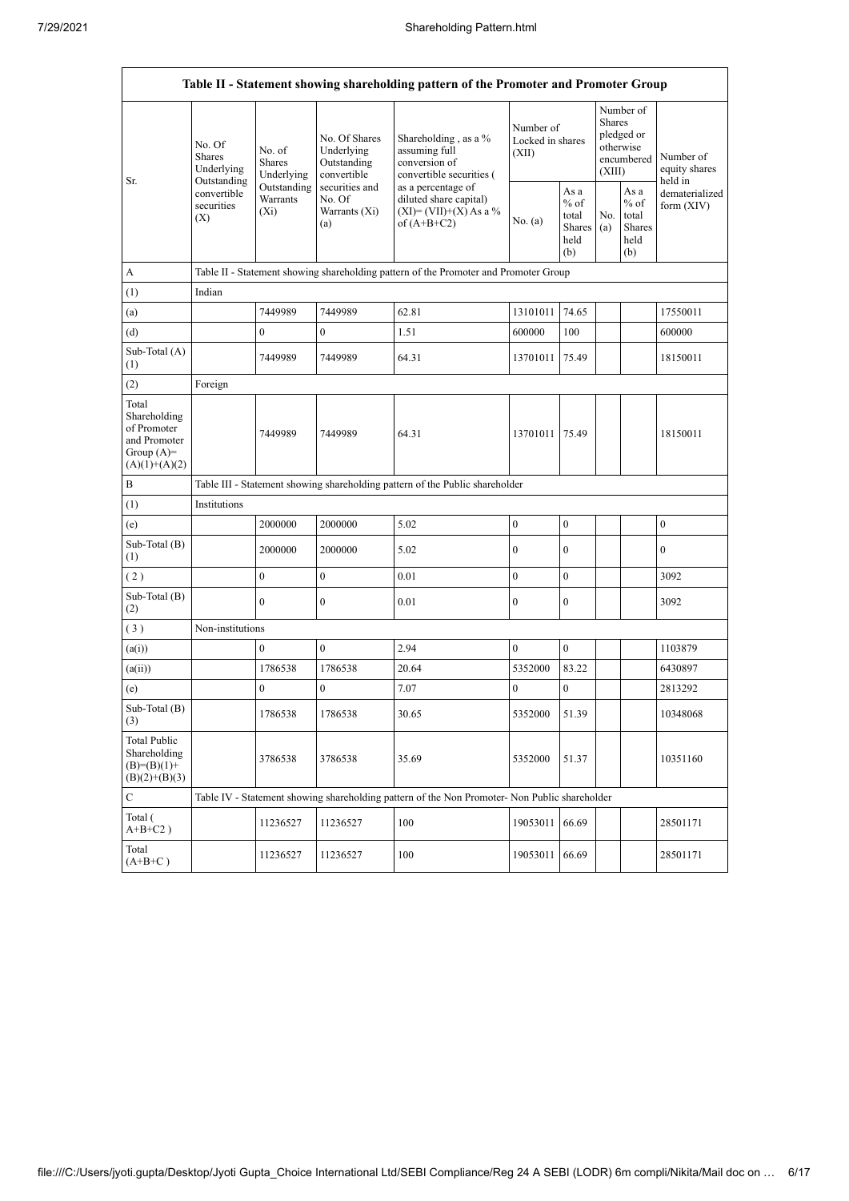| Table II - Statement showing shareholding pattern of the Promoter and Promoter Group | | | | | | | | | |
|---|---|---|---|---|---|---|---|---|---|
| Sr. | No. Of Shares Underlying Outstanding convertible securities (X) | No. of Shares Underlying Outstanding Warrants (Xi) | No. Of Shares Underlying Outstanding convertible securities and No. Of Warrants (Xi) (a) | Shareholding , as a % assuming full conversion of convertible securities ( as a percentage of diluted share capital) (XI)= (VII)+(X) As a % of (A+B+C2) | Number of Locked in shares (XII) | | Number of Shares pledged or otherwise encumbered (XIII) | | Number of equity shares held in dematerialized form (XIV) |
| | | | | | No. (a) | As a % of total Shares held (b) | No. (a) | As a % of total Shares held (b) | |
| A | Table II - Statement showing shareholding pattern of the Promoter and Promoter Group | | | | | | | | |
| (1) | Indian | | | | | | | | |
| (a) | | 7449989 | 7449989 | 62.81 | 13101011 | 74.65 | | | 17550011 |
| (d) | | 0 | 0 | 1.51 | 600000 | 100 | | | 600000 |
| Sub-Total (A) (1) | | 7449989 | 7449989 | 64.31 | 13701011 | 75.49 | | | 18150011 |
| (2) | Foreign | | | | | | | | |
| Total Shareholding of Promoter and Promoter Group (A)= (A)(1)+(A)(2) | | 7449989 | 7449989 | 64.31 | 13701011 | 75.49 | | | 18150011 |
| B | Table III - Statement showing shareholding pattern of the Public shareholder | | | | | | | | |
| (1) | Institutions | | | | | | | | |
| (e) | | 2000000 | 2000000 | 5.02 | 0 | 0 | | | 0 |
| Sub-Total (B) (1) | | 2000000 | 2000000 | 5.02 | 0 | 0 | | | 0 |
| ( 2 ) | | 0 | 0 | 0.01 | 0 | 0 | | | 3092 |
| Sub-Total (B) (2) | | 0 | 0 | 0.01 | 0 | 0 | | | 3092 |
| ( 3 ) | Non-institutions | | | | | | | | |
| (a(i)) | | 0 | 0 | 2.94 | 0 | 0 | | | 1103879 |
| (a(ii)) | | 1786538 | 1786538 | 20.64 | 5352000 | 83.22 | | | 6430897 |
| (e) | | 0 | 0 | 7.07 | 0 | 0 | | | 2813292 |
| Sub-Total (B) (3) | | 1786538 | 1786538 | 30.65 | 5352000 | 51.39 | | | 10348068 |
| Total Public Shareholding (B)=(B)(1)+(B)(2)+(B)(3) | | 3786538 | 3786538 | 35.69 | 5352000 | 51.37 | | | 10351160 |
| C | Table IV - Statement showing shareholding pattern of the Non Promoter- Non Public shareholder | | | | | | | | |
| Total ( A+B+C2 ) | | 11236527 | 11236527 | 100 | 19053011 | 66.69 | | | 28501171 |
| Total (A+B+C ) | | 11236527 | 11236527 | 100 | 19053011 | 66.69 | | | 28501171 |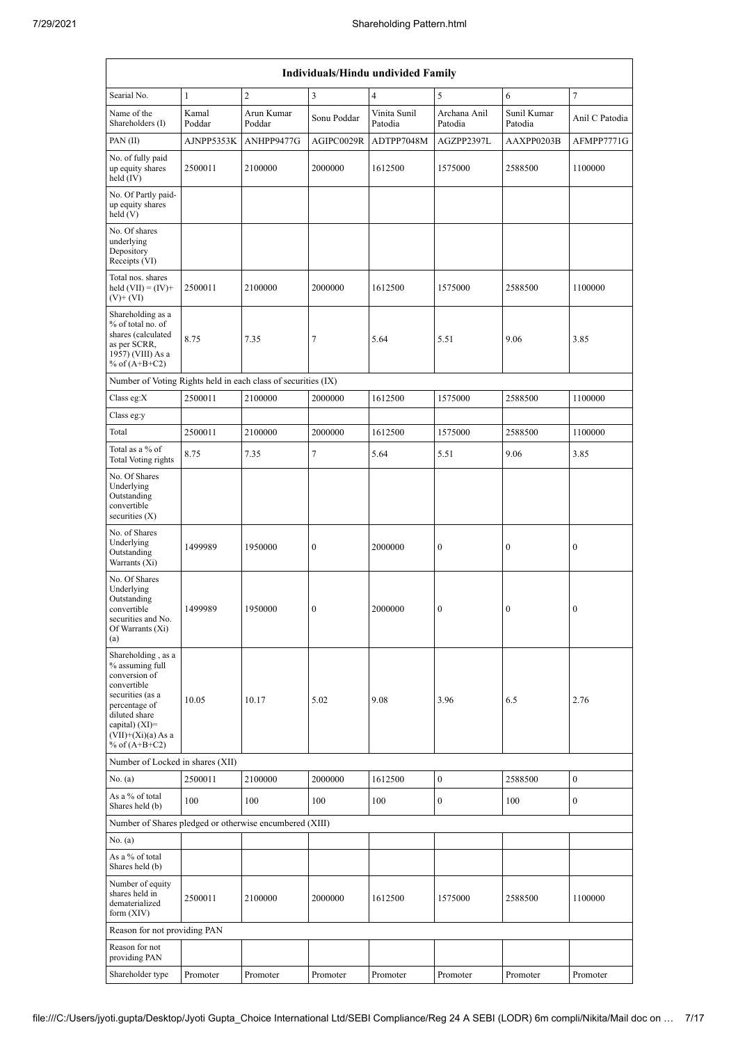| Individuals/Hindu undivided Family | | | | | | | |
|---|---|---|---|---|---|---|---|
| Searial No. | 1 | 2 | 3 | 4 | 5 | 6 | 7 |
| Name of the Shareholders (I) | Kamal Poddar | Arun Kumar Poddar | Sonu Poddar | Vinita Sunil Patodia | Archana Anil Patodia | Sunil Kumar Patodia | Anil C Patodia |
| PAN (II) | AJNPP5353K | ANHPP9477G | AGIPC0029R | ADTPP7048M | AGZPP2397L | AAXPP0203B | AFMPP7771G |
| No. of fully paid up equity shares held (IV) | 2500011 | 2100000 | 2000000 | 1612500 | 1575000 | 2588500 | 1100000 |
| No. Of Partly paid-up equity shares held (V) | | | | | | | |
| No. Of shares underlying Depository Receipts (VI) | | | | | | | |
| Total nos. shares held (VII) = (IV)+ (V)+ (VI) | 2500011 | 2100000 | 2000000 | 1612500 | 1575000 | 2588500 | 1100000 |
| Shareholding as a % of total no. of shares (calculated as per SCRR, 1957) (VIII) As a % of (A+B+C2) | 8.75 | 7.35 | 7 | 5.64 | 5.51 | 9.06 | 3.85 |
| Number of Voting Rights held in each class of securities (IX) | | | | | | | |
| Class eg:X | 2500011 | 2100000 | 2000000 | 1612500 | 1575000 | 2588500 | 1100000 |
| Class eg:y | | | | | | | |
| Total | 2500011 | 2100000 | 2000000 | 1612500 | 1575000 | 2588500 | 1100000 |
| Total as a % of Total Voting rights | 8.75 | 7.35 | 7 | 5.64 | 5.51 | 9.06 | 3.85 |
| No. Of Shares Underlying Outstanding convertible securities (X) | | | | | | | |
| No. of Shares Underlying Outstanding Warrants (Xi) | 1499989 | 1950000 | 0 | 2000000 | 0 | 0 | 0 |
| No. Of Shares Underlying Outstanding convertible securities and No. Of Warrants (Xi) (a) | 1499989 | 1950000 | 0 | 2000000 | 0 | 0 | 0 |
| Shareholding , as a % assuming full conversion of convertible securities (as a percentage of diluted share capital) (XI)= (VII)+(Xi)(a) As a % of (A+B+C2) | 10.05 | 10.17 | 5.02 | 9.08 | 3.96 | 6.5 | 2.76 |
| Number of Locked in shares (XII) | | | | | | | |
| No. (a) | 2500011 | 2100000 | 2000000 | 1612500 | 0 | 2588500 | 0 |
| As a % of total Shares held (b) | 100 | 100 | 100 | 100 | 0 | 100 | 0 |
| Number of Shares pledged or otherwise encumbered (XIII) | | | | | | | |
| No. (a) | | | | | | | |
| As a % of total Shares held (b) | | | | | | | |
| Number of equity shares held in dematerialized form (XIV) | 2500011 | 2100000 | 2000000 | 1612500 | 1575000 | 2588500 | 1100000 |
| Reason for not providing PAN | | | | | | | |
| Reason for not providing PAN | | | | | | | |
| Shareholder type | Promoter | Promoter | Promoter | Promoter | Promoter | Promoter | Promoter |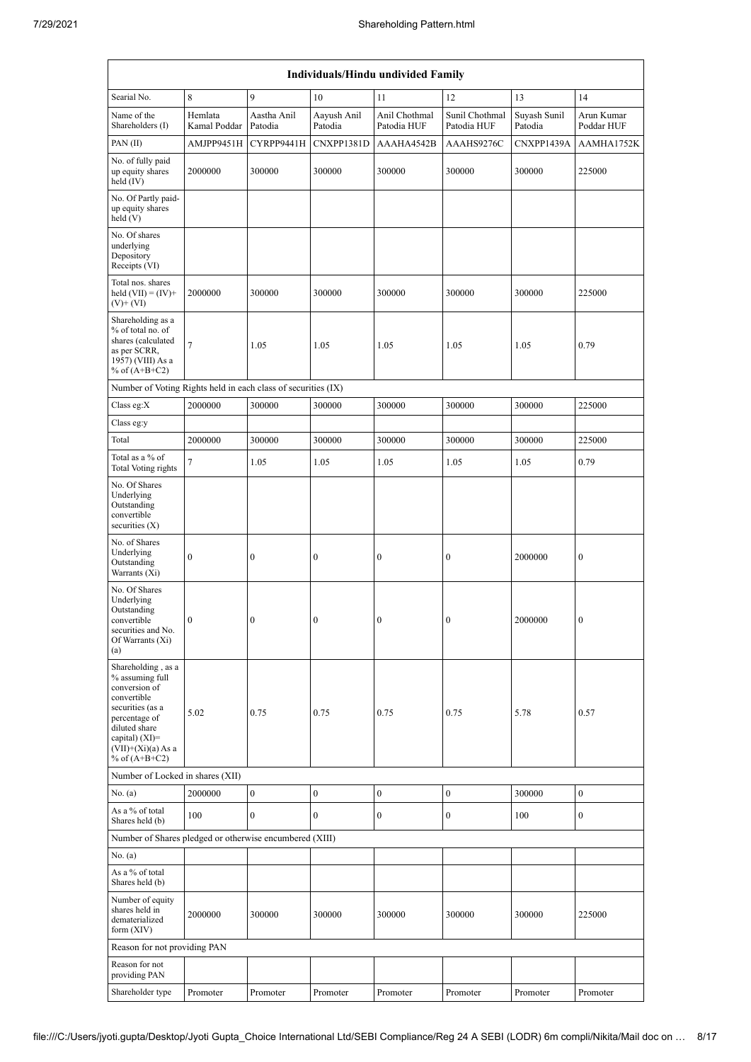| Individuals/Hindu undivided Family | | | | | | | |
|---|---|---|---|---|---|---|---|
| Searial No. | 8 | 9 | 10 | 11 | 12 | 13 | 14 |
| Name of the Shareholders (I) | Hemlata Kamal Poddar | Aastha Anil Patodia | Aayush Anil Patodia | Anil Chothmal Patodia HUF | Sunil Chothmal Patodia HUF | Suyash Sunil Patodia | Arun Kumar Poddar HUF |
| PAN (II) | AMJPP9451H | CYRPP9441H | CNXPP1381D | AAAHA4542B | AAAHS9276C | CNXPP1439A | AAMHA1752K |
| No. of fully paid up equity shares held (IV) | 2000000 | 300000 | 300000 | 300000 | 300000 | 300000 | 225000 |
| No. Of Partly paid-up equity shares held (V) | | | | | | | |
| No. Of shares underlying Depository Receipts (VI) | | | | | | | |
| Total nos. shares held (VII) = (IV)+ (V)+ (VI) | 2000000 | 300000 | 300000 | 300000 | 300000 | 300000 | 225000 |
| Shareholding as a % of total no. of shares (calculated as per SCRR, 1957) (VIII) As a % of (A+B+C2) | 7 | 1.05 | 1.05 | 1.05 | 1.05 | 1.05 | 0.79 |
| Number of Voting Rights held in each class of securities (IX) | | | | | | | |
| Class eg:X | 2000000 | 300000 | 300000 | 300000 | 300000 | 300000 | 225000 |
| Class eg:y | | | | | | | |
| Total | 2000000 | 300000 | 300000 | 300000 | 300000 | 300000 | 225000 |
| Total as a % of Total Voting rights | 7 | 1.05 | 1.05 | 1.05 | 1.05 | 1.05 | 0.79 |
| No. Of Shares Underlying Outstanding convertible securities (X) | | | | | | | |
| No. of Shares Underlying Outstanding Warrants (Xi) | 0 | 0 | 0 | 0 | 0 | 2000000 | 0 |
| No. Of Shares Underlying Outstanding convertible securities and No. Of Warrants (Xi) (a) | 0 | 0 | 0 | 0 | 0 | 2000000 | 0 |
| Shareholding , as a % assuming full conversion of convertible securities (as a percentage of diluted share capital) (XI)= (VII)+(Xi)(a) As a % of (A+B+C2) | 5.02 | 0.75 | 0.75 | 0.75 | 0.75 | 5.78 | 0.57 |
| Number of Locked in shares (XII) | | | | | | | |
| No. (a) | 2000000 | 0 | 0 | 0 | 0 | 300000 | 0 |
| As a % of total Shares held (b) | 100 | 0 | 0 | 0 | 0 | 100 | 0 |
| Number of Shares pledged or otherwise encumbered (XIII) | | | | | | | |
| No. (a) | | | | | | | |
| As a % of total Shares held (b) | | | | | | | |
| Number of equity shares held in dematerialized form (XIV) | 2000000 | 300000 | 300000 | 300000 | 300000 | 300000 | 225000 |
| Reason for not providing PAN | | | | | | | |
| Reason for not providing PAN | | | | | | | |
| Shareholder type | Promoter | Promoter | Promoter | Promoter | Promoter | Promoter | Promoter |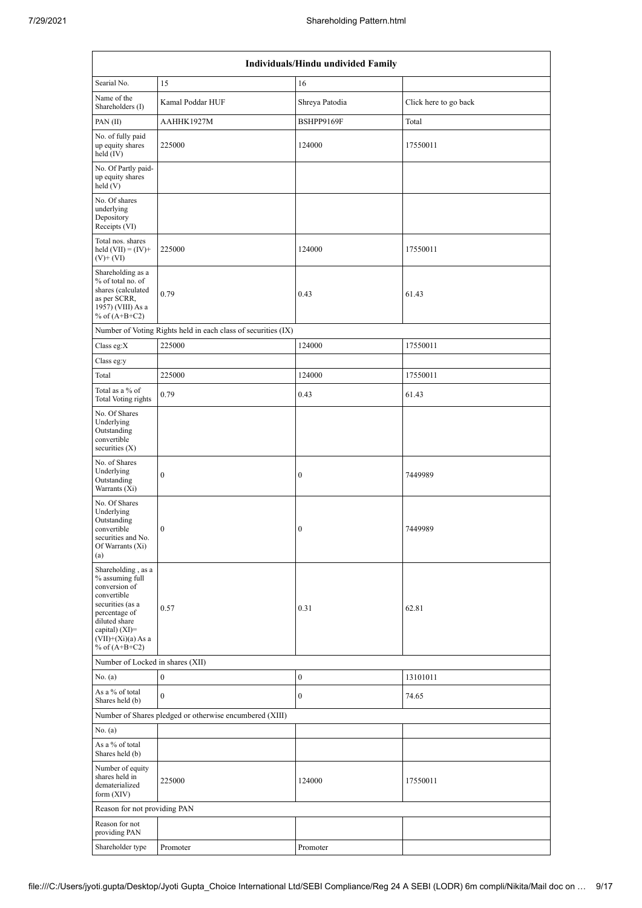| Individuals/Hindu undivided Family | | | |
|---|---|---|---|
| Searial No. | 15 | 16 | |
| Name of the Shareholders (I) | Kamal Poddar HUF | Shreya Patodia | Click here to go back |
| PAN (II) | AAHHK1927M | BSHPP9169F | Total |
| No. of fully paid up equity shares held (IV) | 225000 | 124000 | 17550011 |
| No. Of Partly paid-up equity shares held (V) | | | |
| No. Of shares underlying Depository Receipts (VI) | | | |
| Total nos. shares held (VII) = (IV)+(V)+ (VI) | 225000 | 124000 | 17550011 |
| Shareholding as a % of total no. of shares (calculated as per SCRR, 1957) (VIII) As a % of (A+B+C2) | 0.79 | 0.43 | 61.43 |
| Number of Voting Rights held in each class of securities (IX) | | | |
| Class eg:X | 225000 | 124000 | 17550011 |
| Class eg:y | | | |
| Total | 225000 | 124000 | 17550011 |
| Total as a % of Total Voting rights | 0.79 | 0.43 | 61.43 |
| No. Of Shares Underlying Outstanding convertible securities (X) | | | |
| No. of Shares Underlying Outstanding Warrants (Xi) | 0 | 0 | 7449989 |
| No. Of Shares Underlying Outstanding convertible securities and No. Of Warrants (Xi) (a) | 0 | 0 | 7449989 |
| Shareholding , as a % assuming full conversion of convertible securities (as a percentage of diluted share capital) (XI)= (VII)+(Xi)(a) As a % of (A+B+C2) | 0.57 | 0.31 | 62.81 |
| Number of Locked in shares (XII) | | | |
| No. (a) | 0 | 0 | 13101011 |
| As a % of total Shares held (b) | 0 | 0 | 74.65 |
| Number of Shares pledged or otherwise encumbered (XIII) | | | |
| No. (a) | | | |
| As a % of total Shares held (b) | | | |
| Number of equity shares held in dematerialized form (XIV) | 225000 | 124000 | 17550011 |
| Reason for not providing PAN | | | |
| Reason for not providing PAN | | | |
| Shareholder type | Promoter | Promoter | |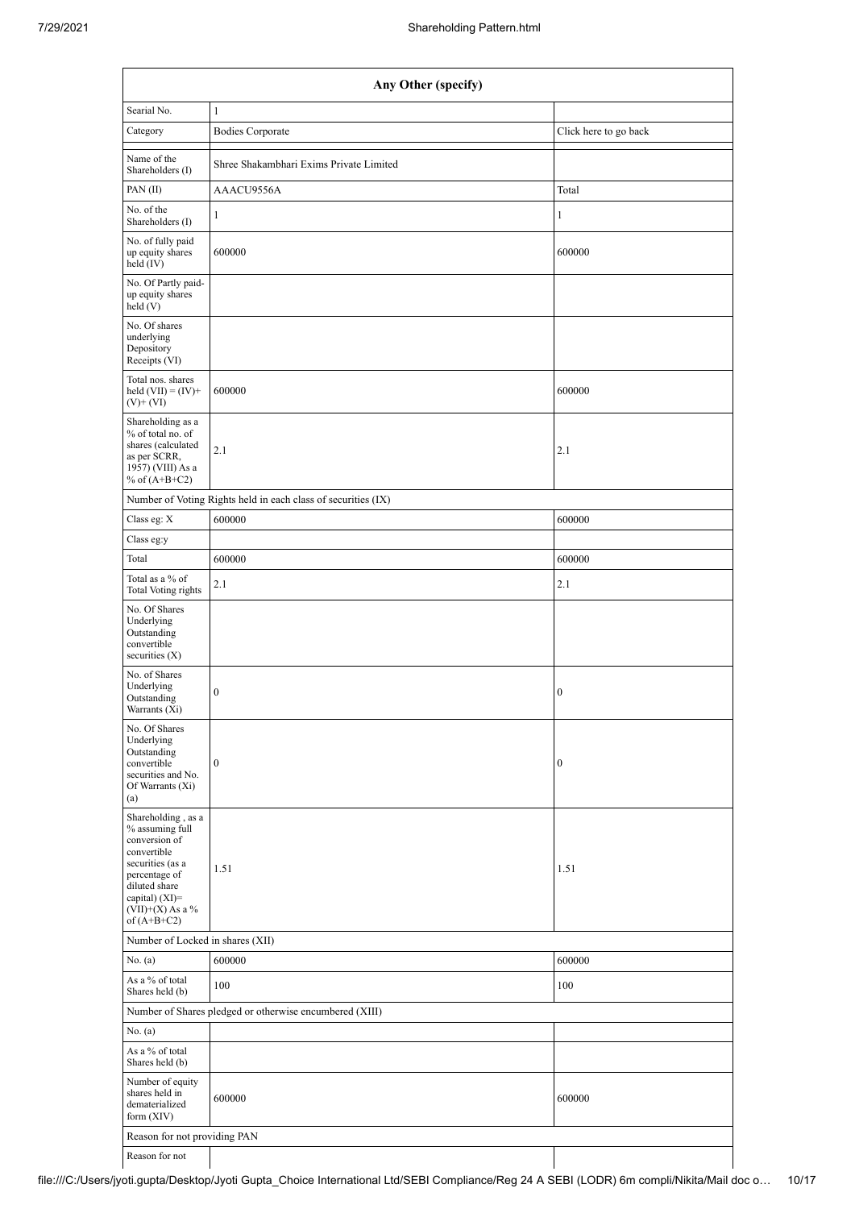| Any Other (specify) | | |
|---|---|---|
| Searial No. | 1 | |
| Category | Bodies Corporate | Click here to go back |
| Name of the Shareholders (I) | Shree Shakambhari Exims Private Limited | |
| PAN (II) | AAACU9556A | Total |
| No. of the Shareholders (I) | 1 | 1 |
| No. of fully paid up equity shares held (IV) | 600000 | 600000 |
| No. Of Partly paid-up equity shares held (V) | | |
| No. Of shares underlying Depository Receipts (VI) | | |
| Total nos. shares held (VII) = (IV)+ (V)+ (VI) | 600000 | 600000 |
| Shareholding as a % of total no. of shares (calculated as per SCRR, 1957) (VIII) As a % of (A+B+C2) | 2.1 | 2.1 |
| Number of Voting Rights held in each class of securities (IX) | | |
| Class eg: X | 600000 | 600000 |
| Class eg:y | | |
| Total | 600000 | 600000 |
| Total as a % of Total Voting rights | 2.1 | 2.1 |
| No. Of Shares Underlying Outstanding convertible securities (X) | | |
| No. of Shares Underlying Outstanding Warrants (Xi) | 0 | 0 |
| No. Of Shares Underlying Outstanding convertible securities and No. Of Warrants (Xi) (a) | 0 | 0 |
| Shareholding , as a % assuming full conversion of convertible securities (as a percentage of diluted share capital) (XI)= (VII)+(X) As a % of (A+B+C2) | 1.51 | 1.51 |
| Number of Locked in shares (XII) | | |
| No. (a) | 600000 | 600000 |
| As a % of total Shares held (b) | 100 | 100 |
| Number of Shares pledged or otherwise encumbered (XIII) | | |
| No. (a) | | |
| As a % of total Shares held (b) | | |
| Number of equity shares held in dematerialized form (XIV) | 600000 | 600000 |
| Reason for not providing PAN | | |
| Reason for not | | |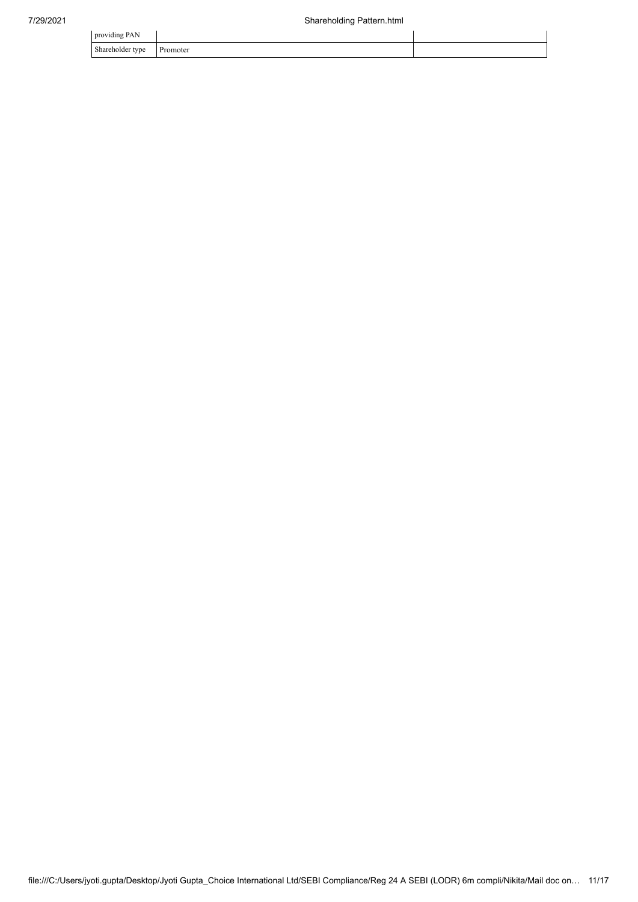| providing PAN | | |
|---|---|---|
| Shareholder type | Promoter | |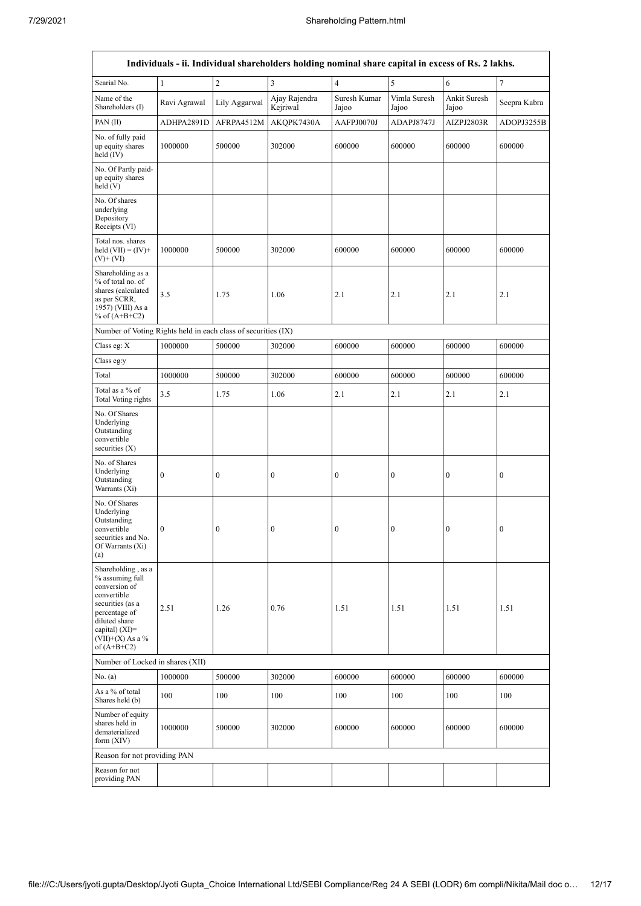| Individuals - ii. Individual shareholders holding nominal share capital in excess of Rs. 2 lakhs. | | | | | | | |
|---|---|---|---|---|---|---|---|
| Searial No. | 1 | 2 | 3 | 4 | 5 | 6 | 7 |
| Name of the Shareholders (I) | Ravi Agrawal | Lily Aggarwal | Ajay Rajendra Kejriwal | Suresh Kumar Jajoo | Vimla Suresh Jajoo | Ankit Suresh Jajoo | Seepra Kabra |
| PAN (II) | ADHPA2891D | AFRPA4512M | AKQPK7430A | AAFPJ0070J | ADAPJ8747J | AIZPJ2803R | ADOPJ3255B |
| No. of fully paid up equity shares held (IV) | 1000000 | 500000 | 302000 | 600000 | 600000 | 600000 | 600000 |
| No. Of Partly paid-up equity shares held (V) | | | | | | | |
| No. Of shares underlying Depository Receipts (VI) | | | | | | | |
| Total nos. shares held (VII) = (IV)+ (V)+ (VI) | 1000000 | 500000 | 302000 | 600000 | 600000 | 600000 | 600000 |
| Shareholding as a % of total no. of shares (calculated as per SCRR, 1957) (VIII) As a % of (A+B+C2) | 3.5 | 1.75 | 1.06 | 2.1 | 2.1 | 2.1 | 2.1 |
| Number of Voting Rights held in each class of securities (IX) | | | | | | | |
| Class eg: X | 1000000 | 500000 | 302000 | 600000 | 600000 | 600000 | 600000 |
| Class eg:y | | | | | | | |
| Total | 1000000 | 500000 | 302000 | 600000 | 600000 | 600000 | 600000 |
| Total as a % of Total Voting rights | 3.5 | 1.75 | 1.06 | 2.1 | 2.1 | 2.1 | 2.1 |
| No. Of Shares Underlying Outstanding convertible securities (X) | | | | | | | |
| No. of Shares Underlying Outstanding Warrants (Xi) | 0 | 0 | 0 | 0 | 0 | 0 | 0 |
| No. Of Shares Underlying Outstanding convertible securities and No. Of Warrants (Xi) (a) | 0 | 0 | 0 | 0 | 0 | 0 | 0 |
| Shareholding , as a % assuming full conversion of convertible securities (as a percentage of diluted share capital) (XI)= (VII)+(X) As a % of (A+B+C2) | 2.51 | 1.26 | 0.76 | 1.51 | 1.51 | 1.51 | 1.51 |
| Number of Locked in shares (XII) | | | | | | | |
| No. (a) | 1000000 | 500000 | 302000 | 600000 | 600000 | 600000 | 600000 |
| As a % of total Shares held (b) | 100 | 100 | 100 | 100 | 100 | 100 | 100 |
| Number of equity shares held in dematerialized form (XIV) | 1000000 | 500000 | 302000 | 600000 | 600000 | 600000 | 600000 |
| Reason for not providing PAN | | | | | | | |
| Reason for not providing PAN | | | | | | | |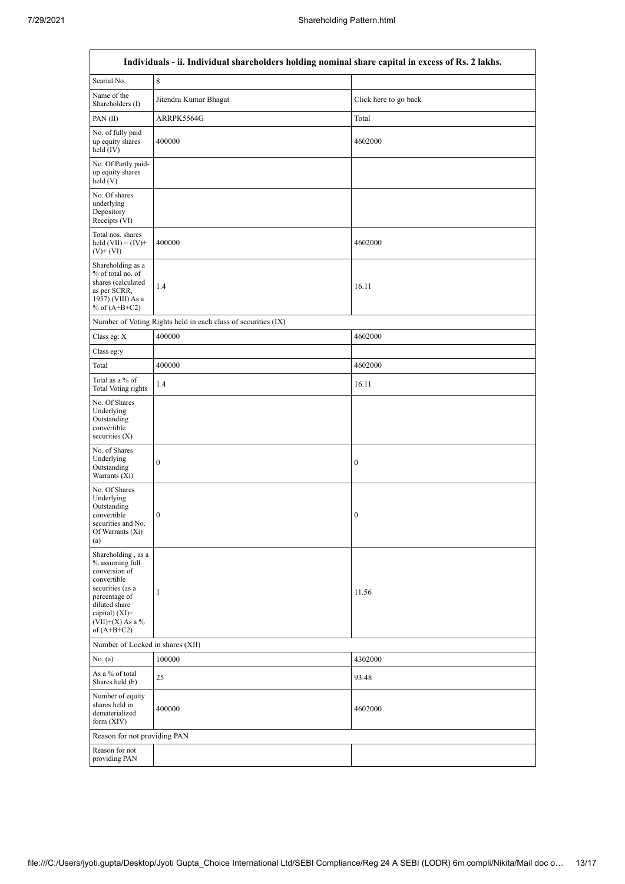| Individuals - ii. Individual shareholders holding nominal share capital in excess of Rs. 2 lakhs. | | |
|---|---|---|
| Searial No. | 8 | |
| Name of the Shareholders (I) | Jitendra Kumar Bhagat | Click here to go back |
| PAN (II) | ARRPK5564G | Total |
| No. of fully paid up equity shares held (IV) | 400000 | 4602000 |
| No. Of Partly paid-up equity shares held (V) | | |
| No. Of shares underlying Depository Receipts (VI) | | |
| Total nos. shares held (VII) = (IV)+ (V)+ (VI) | 400000 | 4602000 |
| Shareholding as a % of total no. of shares (calculated as per SCRR, 1957) (VIII) As a % of (A+B+C2) | 1.4 | 16.11 |
| Number of Voting Rights held in each class of securities (IX) | | |
| Class eg: X | 400000 | 4602000 |
| Class eg:y | | |
| Total | 400000 | 4602000 |
| Total as a % of Total Voting rights | 1.4 | 16.11 |
| No. Of Shares Underlying Outstanding convertible securities (X) | | |
| No. of Shares Underlying Outstanding Warrants (Xi) | 0 | 0 |
| No. Of Shares Underlying Outstanding convertible securities and No. Of Warrants (Xi) (a) | 0 | 0 |
| Shareholding , as a % assuming full conversion of convertible securities (as a percentage of diluted share capital) (XI)= (VII)+(X) As a % of (A+B+C2) | 1 | 11.56 |
| Number of Locked in shares (XII) | | |
| No. (a) | 100000 | 4302000 |
| As a % of total Shares held (b) | 25 | 93.48 |
| Number of equity shares held in dematerialized form (XIV) | 400000 | 4602000 |
| Reason for not providing PAN | | |
| Reason for not providing PAN | | |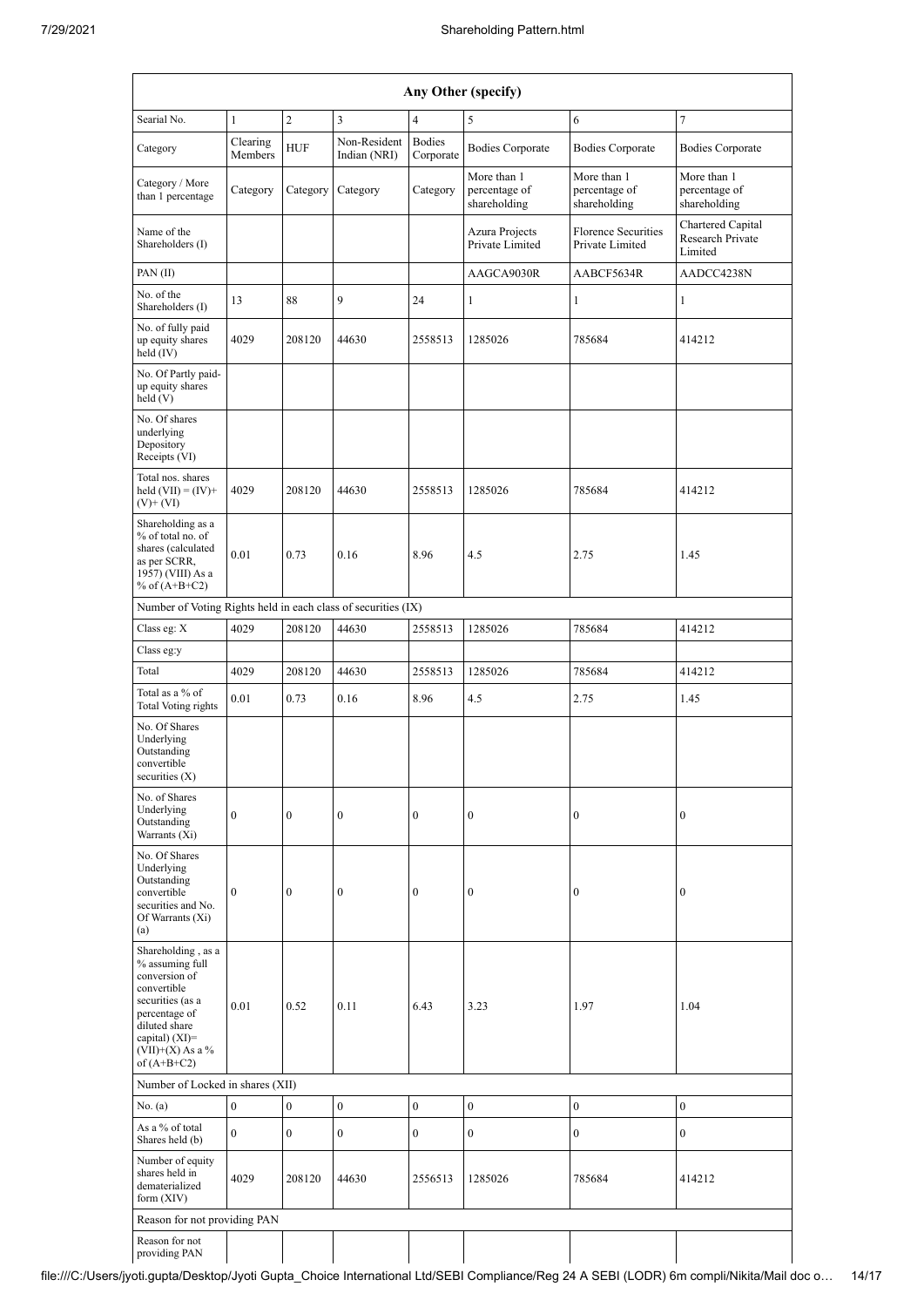| Any Other (specify) | | | | | | | |
|---|---|---|---|---|---|---|---|
| Searial No. | 1 | 2 | 3 | 4 | 5 | 6 | 7 |
| Category | Clearing Members | HUF | Non-Resident Indian (NRI) | Bodies Corporate | Bodies Corporate | Bodies Corporate | Bodies Corporate |
| Category / More than 1 percentage | Category | Category | Category | Category | More than 1 percentage of shareholding | More than 1 percentage of shareholding | More than 1 percentage of shareholding |
| Name of the Shareholders (I) | | | | | Azura Projects Private Limited | Florence Securities Private Limited | Chartered Capital Research Private Limited |
| PAN (II) | | | | | AAGCA9030R | AABCF5634R | AADCC4238N |
| No. of the Shareholders (I) | 13 | 88 | 9 | 24 | 1 | 1 | 1 |
| No. of fully paid up equity shares held (IV) | 4029 | 208120 | 44630 | 2558513 | 1285026 | 785684 | 414212 |
| No. Of Partly paid-up equity shares held (V) | | | | | | | |
| No. Of shares underlying Depository Receipts (VI) | | | | | | | |
| Total nos. shares held (VII) = (IV)+(V)+ (VI) | 4029 | 208120 | 44630 | 2558513 | 1285026 | 785684 | 414212 |
| Shareholding as a % of total no. of shares (calculated as per SCRR, 1957) (VIII) As a % of (A+B+C2) | 0.01 | 0.73 | 0.16 | 8.96 | 4.5 | 2.75 | 1.45 |
| Number of Voting Rights held in each class of securities (IX) | | | | | | | |
| Class eg: X | 4029 | 208120 | 44630 | 2558513 | 1285026 | 785684 | 414212 |
| Class eg:y | | | | | | | |
| Total | 4029 | 208120 | 44630 | 2558513 | 1285026 | 785684 | 414212 |
| Total as a % of Total Voting rights | 0.01 | 0.73 | 0.16 | 8.96 | 4.5 | 2.75 | 1.45 |
| No. Of Shares Underlying Outstanding convertible securities (X) | | | | | | | |
| No. of Shares Underlying Outstanding Warrants (Xi) | 0 | 0 | 0 | 0 | 0 | 0 | 0 |
| No. Of Shares Underlying Outstanding convertible securities and No. Of Warrants (Xi) (a) | 0 | 0 | 0 | 0 | 0 | 0 | 0 |
| Shareholding , as a % assuming full conversion of convertible securities (as a percentage of diluted share capital) (XI)= (VII)+(X) As a % of (A+B+C2) | 0.01 | 0.52 | 0.11 | 6.43 | 3.23 | 1.97 | 1.04 |
| Number of Locked in shares (XII) | | | | | | | |
| No. (a) | 0 | 0 | 0 | 0 | 0 | 0 | 0 |
| As a % of total Shares held (b) | 0 | 0 | 0 | 0 | 0 | 0 | 0 |
| Number of equity shares held in dematerialized form (XIV) | 4029 | 208120 | 44630 | 2556513 | 1285026 | 785684 | 414212 |
| Reason for not providing PAN | | | | | | | |
| Reason for not providing PAN | | | | | | | |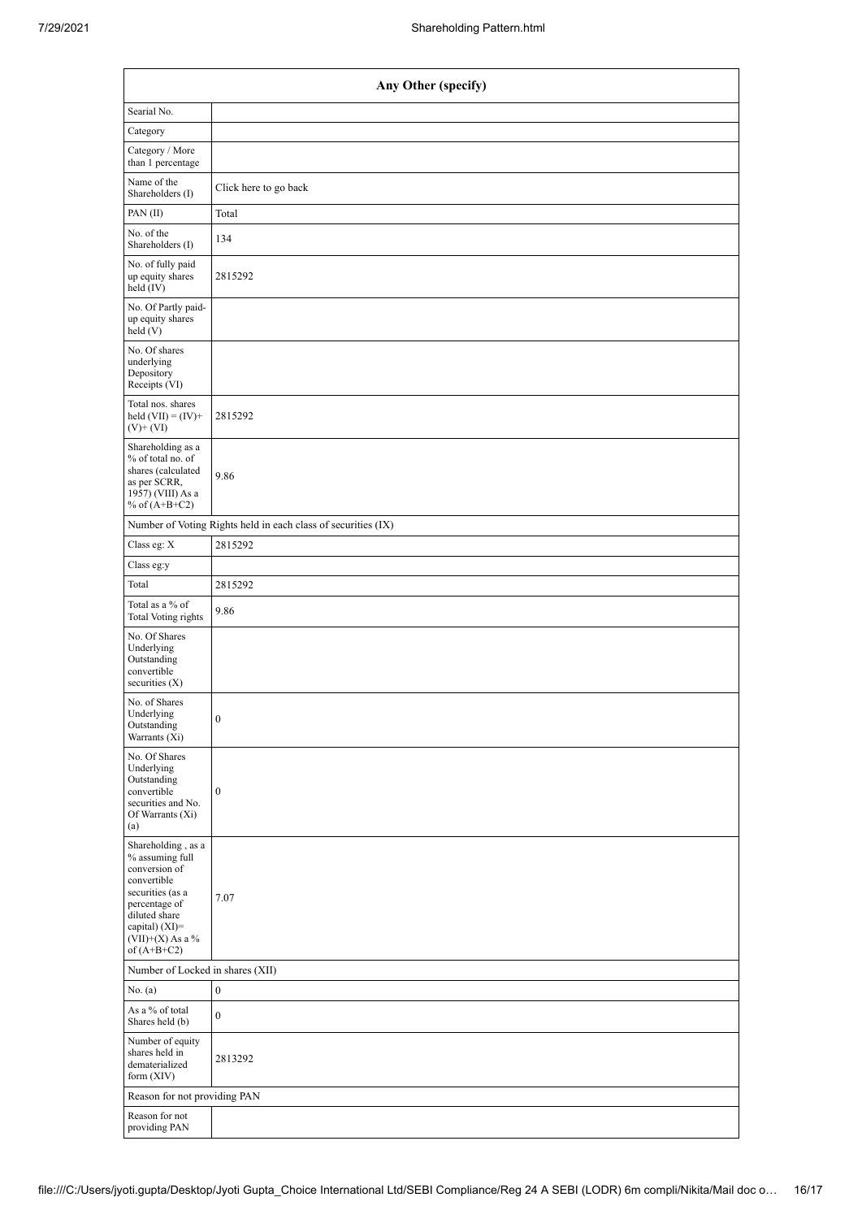| Any Other (specify) | |
|---|---|
| Searial No. | |
| Category | |
| Category / More than 1 percentage | |
| Name of the Shareholders (I) | Click here to go back |
| PAN (II) | Total |
| No. of the Shareholders (I) | 134 |
| No. of fully paid up equity shares held (IV) | 2815292 |
| No. Of Partly paid-up equity shares held (V) | |
| No. Of shares underlying Depository Receipts (VI) | |
| Total nos. shares held (VII) = (IV)+(V)+ (VI) | 2815292 |
| Shareholding as a % of total no. of shares (calculated as per SCRR, 1957) (VIII) As a % of (A+B+C2) | 9.86 |
| Number of Voting Rights held in each class of securities (IX) | |
| Class eg: X | 2815292 |
| Class eg:y | |
| Total | 2815292 |
| Total as a % of Total Voting rights | 9.86 |
| No. Of Shares Underlying Outstanding convertible securities (X) | |
| No. of Shares Underlying Outstanding Warrants (Xi) | 0 |
| No. Of Shares Underlying Outstanding convertible securities and No. Of Warrants (Xi) (a) | 0 |
| Shareholding , as a % assuming full conversion of convertible securities (as a percentage of diluted share capital) (XI)= (VII)+(X) As a % of (A+B+C2) | 7.07 |
| Number of Locked in shares (XII) | |
| No. (a) | 0 |
| As a % of total Shares held (b) | 0 |
| Number of equity shares held in dematerialized form (XIV) | 2813292 |
| Reason for not providing PAN | |
| Reason for not providing PAN | |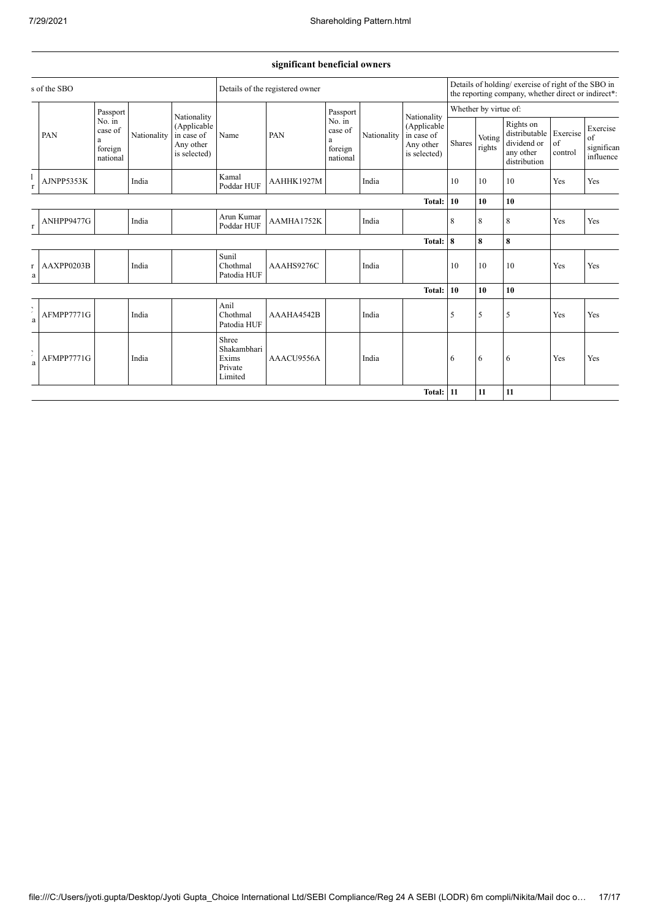## significant beneficial owners

| s of the SBO | | | | | Details of the registered owner | | | | | Details of holding/ exercise of right of the SBO in the reporting company, whether direct or indirect*: | | | | |
|---|---|---|---|---|---|---|---|---|---|---|---|---|---|---|
| | | | | | | | | | | Whether by virtue of: | | | | |
| | PAN | Passport No. in case of a foreign national | Nationality | Nationality (Applicable in case of Any other is selected) | Name | PAN | Passport No. in case of a foreign national | Nationality | Nationality (Applicable in case of Any other is selected) | Shares | Voting rights | Rights on distributable dividend or any other distribution | Exercise of control | Exercise of significan influence |
| l r | AJNPP5353K | | India | | Kamal Poddar HUF | AAHHK1927M | | India | | 10 | 10 | 10 | Yes | Yes |
| | | | | | | | | | Total: | 10 | 10 | 10 | | |
| r | ANHPP9477G | | India | | Arun Kumar Poddar HUF | AAMHA1752K | | India | | 8 | 8 | 8 | Yes | Yes |
| | | | | | | | | | Total: | 8 | 8 | 8 | | |
| r a | AAXPP0203B | | India | | Sunil Chothmal Patodia HUF | AAAHS9276C | | India | | 10 | 10 | 10 | Yes | Yes |
| | | | | | | | | | Total: | 10 | 10 | 10 | | |
| a | AFMPP7771G | | India | | Anil Chothmal Patodia HUF | AAAHA4542B | | India | | 5 | 5 | 5 | Yes | Yes |
| a | AFMPP7771G | | India | | Shree Shakambhari Exims Private Limited | AAACU9556A | | India | | 6 | 6 | 6 | Yes | Yes |
| | | | | | | | | | Total: | 11 | 11 | 11 | | |